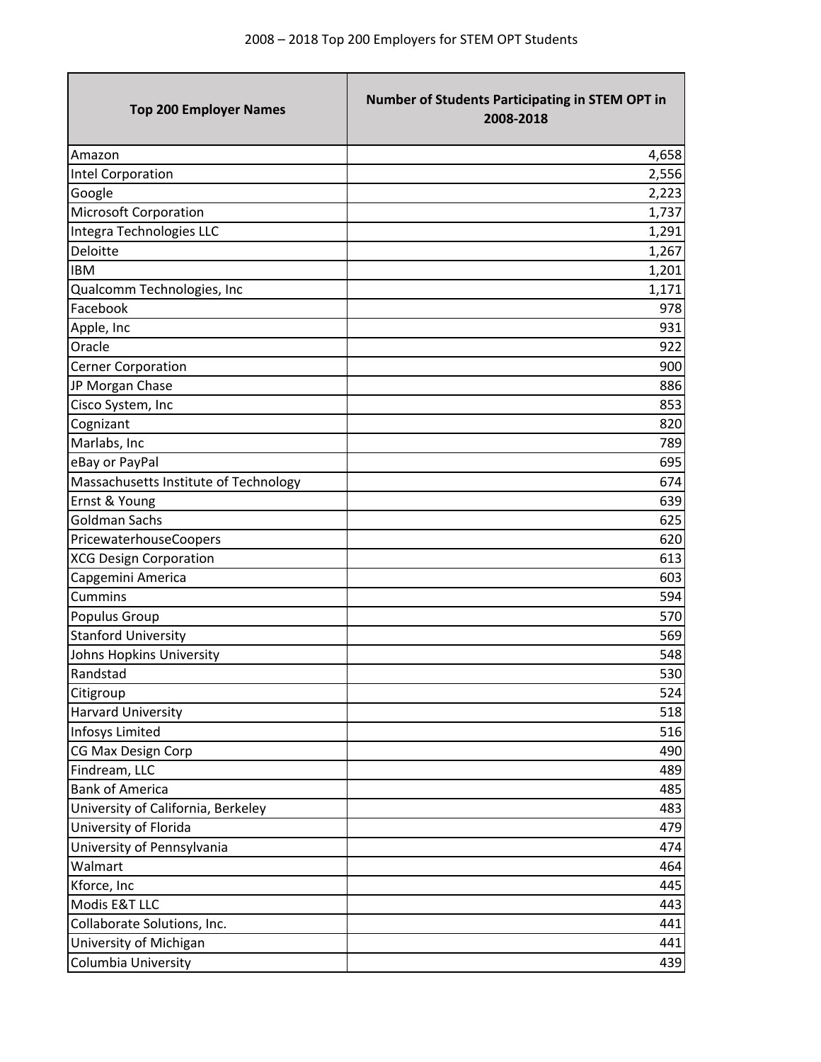# 2008 – 2018 Top 200 Employers for STEM OPT Students

| Top 200 Employer Names | Number of Students Participating in STEM OPT in 2008-2018 |
|---|---:|
| Amazon | 4,658 |
| Intel Corporation | 2,556 |
| Google | 2,223 |
| Microsoft Corporation | 1,737 |
| Integra Technologies LLC | 1,291 |
| Deloitte | 1,267 |
| IBM | 1,201 |
| Qualcomm Technologies, Inc | 1,171 |
| Facebook | 978 |
| Apple, Inc | 931 |
| Oracle | 922 |
| Cerner Corporation | 900 |
| JP Morgan Chase | 886 |
| Cisco System, Inc | 853 |
| Cognizant | 820 |
| Marlabs, Inc | 789 |
| eBay or PayPal | 695 |
| Massachusetts Institute of Technology | 674 |
| Ernst & Young | 639 |
| Goldman Sachs | 625 |
| PricewaterhouseCoopers | 620 |
| XCG Design Corporation | 613 |
| Capgemini America | 603 |
| Cummins | 594 |
| Populus Group | 570 |
| Stanford University | 569 |
| Johns Hopkins University | 548 |
| Randstad | 530 |
| Citigroup | 524 |
| Harvard University | 518 |
| Infosys Limited | 516 |
| CG Max Design Corp | 490 |
| Findream, LLC | 489 |
| Bank of America | 485 |
| University of California, Berkeley | 483 |
| University of Florida | 479 |
| University of Pennsylvania | 474 |
| Walmart | 464 |
| Kforce, Inc | 445 |
| Modis E&T LLC | 443 |
| Collaborate Solutions, Inc. | 441 |
| University of Michigan | 441 |
| Columbia University | 439 |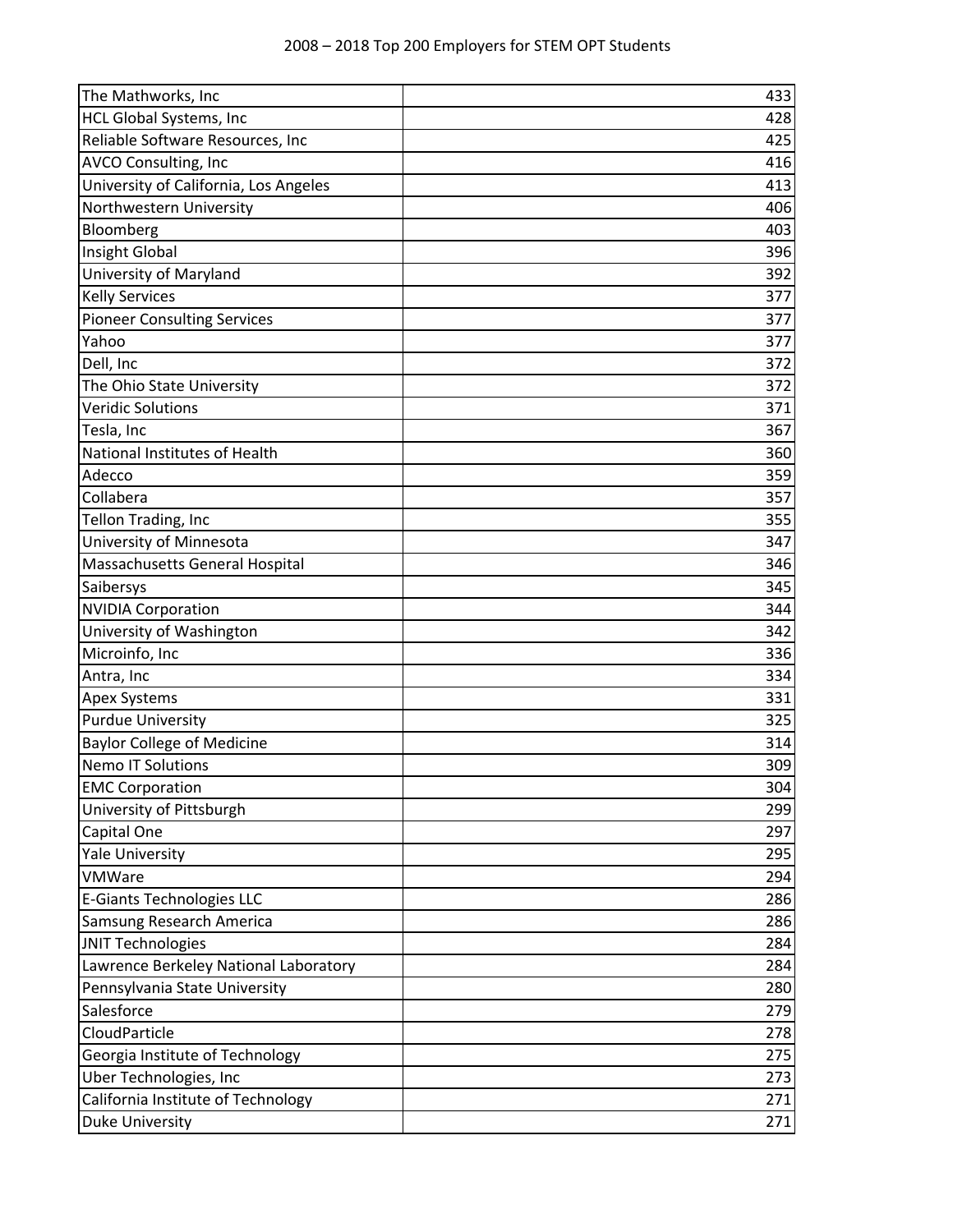| | |
|---|---|
| The Mathworks, Inc | 433 |
| HCL Global Systems, Inc | 428 |
| Reliable Software Resources, Inc | 425 |
| AVCO Consulting, Inc | 416 |
| University of California, Los Angeles | 413 |
| Northwestern University | 406 |
| Bloomberg | 403 |
| Insight Global | 396 |
| University of Maryland | 392 |
| Kelly Services | 377 |
| Pioneer Consulting Services | 377 |
| Yahoo | 377 |
| Dell, Inc | 372 |
| The Ohio State University | 372 |
| Veridic Solutions | 371 |
| Tesla, Inc | 367 |
| National Institutes of Health | 360 |
| Adecco | 359 |
| Collabera | 357 |
| Tellon Trading, Inc | 355 |
| University of Minnesota | 347 |
| Massachusetts General Hospital | 346 |
| Saibersys | 345 |
| NVIDIA Corporation | 344 |
| University of Washington | 342 |
| Microinfo, Inc | 336 |
| Antra, Inc | 334 |
| Apex Systems | 331 |
| Purdue University | 325 |
| Baylor College of Medicine | 314 |
| Nemo IT Solutions | 309 |
| EMC Corporation | 304 |
| University of Pittsburgh | 299 |
| Capital One | 297 |
| Yale University | 295 |
| VMWare | 294 |
| E-Giants Technologies LLC | 286 |
| Samsung Research America | 286 |
| JNIT Technologies | 284 |
| Lawrence Berkeley National Laboratory | 284 |
| Pennsylvania State University | 280 |
| Salesforce | 279 |
| CloudParticle | 278 |
| Georgia Institute of Technology | 275 |
| Uber Technologies, Inc | 273 |
| California Institute of Technology | 271 |
| Duke University | 271 |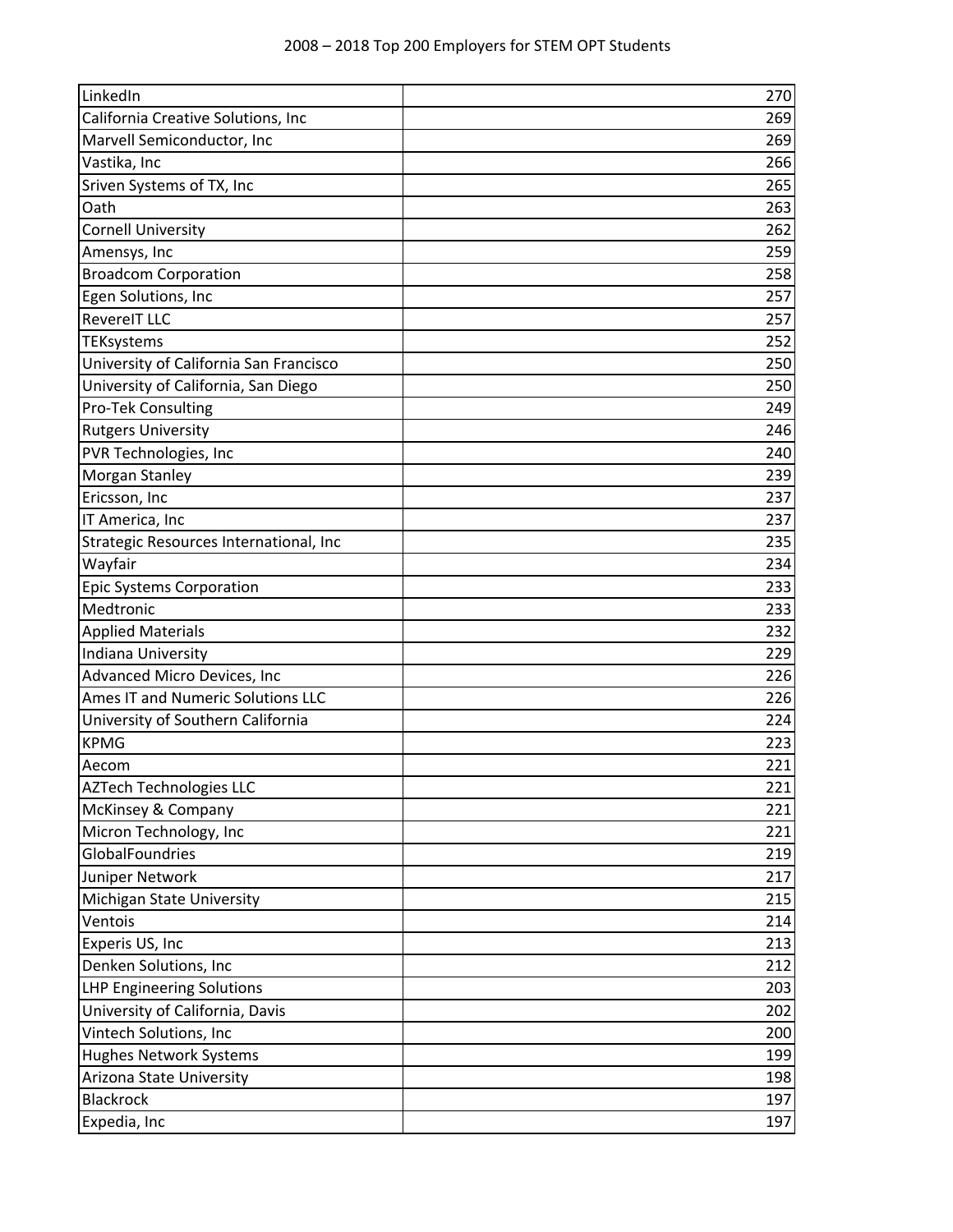| LinkedIn | 270 |
|---|---|
| California Creative Solutions, Inc | 269 |
| Marvell Semiconductor, Inc | 269 |
| Vastika, Inc | 266 |
| Sriven Systems of TX, Inc | 265 |
| Oath | 263 |
| Cornell University | 262 |
| Amensys, Inc | 259 |
| Broadcom Corporation | 258 |
| Egen Solutions, Inc | 257 |
| RevereIT LLC | 257 |
| TEKsystems | 252 |
| University of California San Francisco | 250 |
| University of California, San Diego | 250 |
| Pro-Tek Consulting | 249 |
| Rutgers University | 246 |
| PVR Technologies, Inc | 240 |
| Morgan Stanley | 239 |
| Ericsson, Inc | 237 |
| IT America, Inc | 237 |
| Strategic Resources International, Inc | 235 |
| Wayfair | 234 |
| Epic Systems Corporation | 233 |
| Medtronic | 233 |
| Applied Materials | 232 |
| Indiana University | 229 |
| Advanced Micro Devices, Inc | 226 |
| Ames IT and Numeric Solutions LLC | 226 |
| University of Southern California | 224 |
| KPMG | 223 |
| Aecom | 221 |
| AZTech Technologies LLC | 221 |
| McKinsey & Company | 221 |
| Micron Technology, Inc | 221 |
| GlobalFoundries | 219 |
| Juniper Network | 217 |
| Michigan State University | 215 |
| Ventois | 214 |
| Experis US, Inc | 213 |
| Denken Solutions, Inc | 212 |
| LHP Engineering Solutions | 203 |
| University of California, Davis | 202 |
| Vintech Solutions, Inc | 200 |
| Hughes Network Systems | 199 |
| Arizona State University | 198 |
| Blackrock | 197 |
| Expedia, Inc | 197 |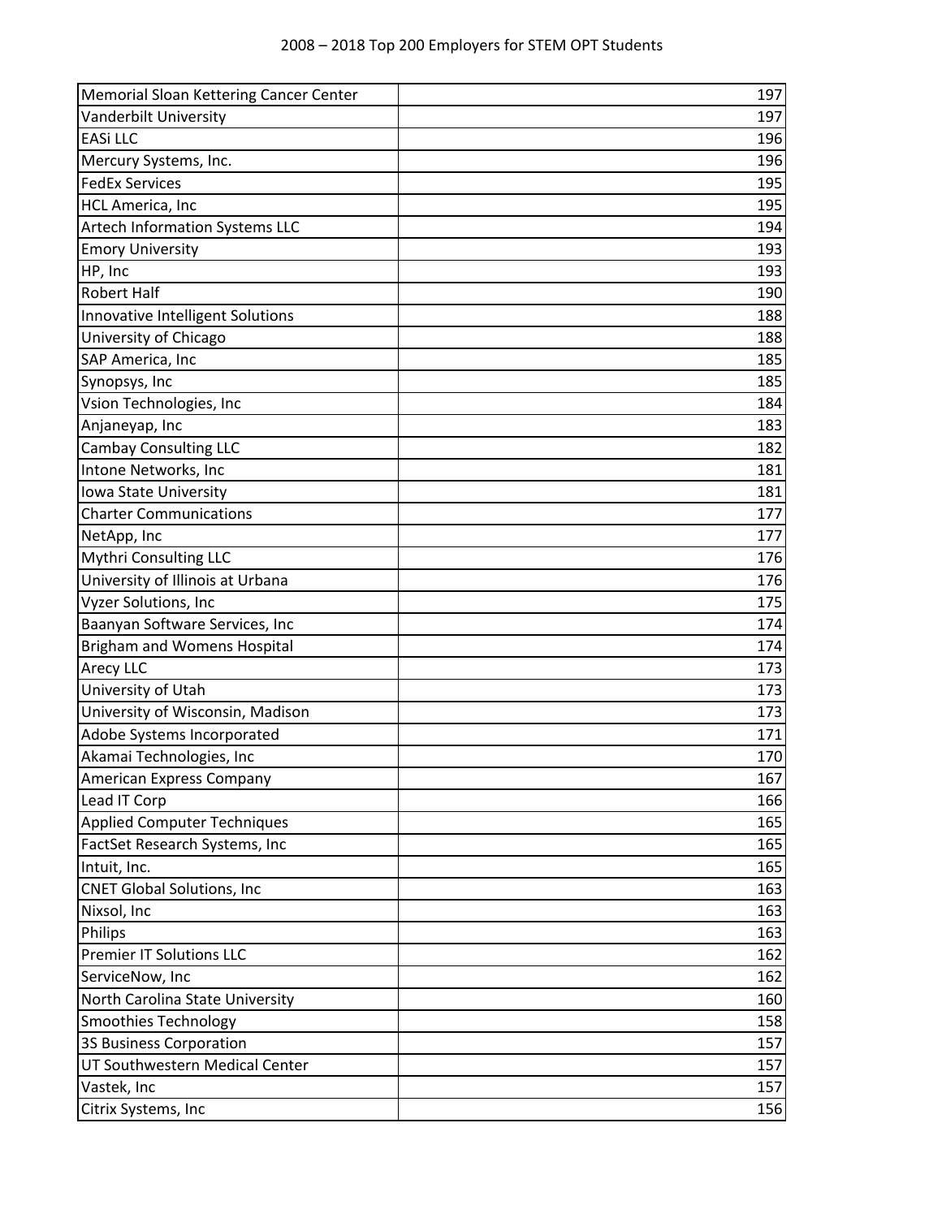| Memorial Sloan Kettering Cancer Center | 197 |
|---|---|
| Vanderbilt University | 197 |
| EASi LLC | 196 |
| Mercury Systems, Inc. | 196 |
| FedEx Services | 195 |
| HCL America, Inc | 195 |
| Artech Information Systems LLC | 194 |
| Emory University | 193 |
| HP, Inc | 193 |
| Robert Half | 190 |
| Innovative Intelligent Solutions | 188 |
| University of Chicago | 188 |
| SAP America, Inc | 185 |
| Synopsys, Inc | 185 |
| Vsion Technologies, Inc | 184 |
| Anjaneyap, Inc | 183 |
| Cambay Consulting LLC | 182 |
| Intone Networks, Inc | 181 |
| Iowa State University | 181 |
| Charter Communications | 177 |
| NetApp, Inc | 177 |
| Mythri Consulting LLC | 176 |
| University of Illinois at Urbana | 176 |
| Vyzer Solutions, Inc | 175 |
| Baanyan Software Services, Inc | 174 |
| Brigham and Womens Hospital | 174 |
| Arecy LLC | 173 |
| University of Utah | 173 |
| University of Wisconsin, Madison | 173 |
| Adobe Systems Incorporated | 171 |
| Akamai Technologies, Inc | 170 |
| American Express Company | 167 |
| Lead IT Corp | 166 |
| Applied Computer Techniques | 165 |
| FactSet Research Systems, Inc | 165 |
| Intuit, Inc. | 165 |
| CNET Global Solutions, Inc | 163 |
| Nixsol, Inc | 163 |
| Philips | 163 |
| Premier IT Solutions LLC | 162 |
| ServiceNow, Inc | 162 |
| North Carolina State University | 160 |
| Smoothies Technology | 158 |
| 3S Business Corporation | 157 |
| UT Southwestern Medical Center | 157 |
| Vastek, Inc | 157 |
| Citrix Systems, Inc | 156 |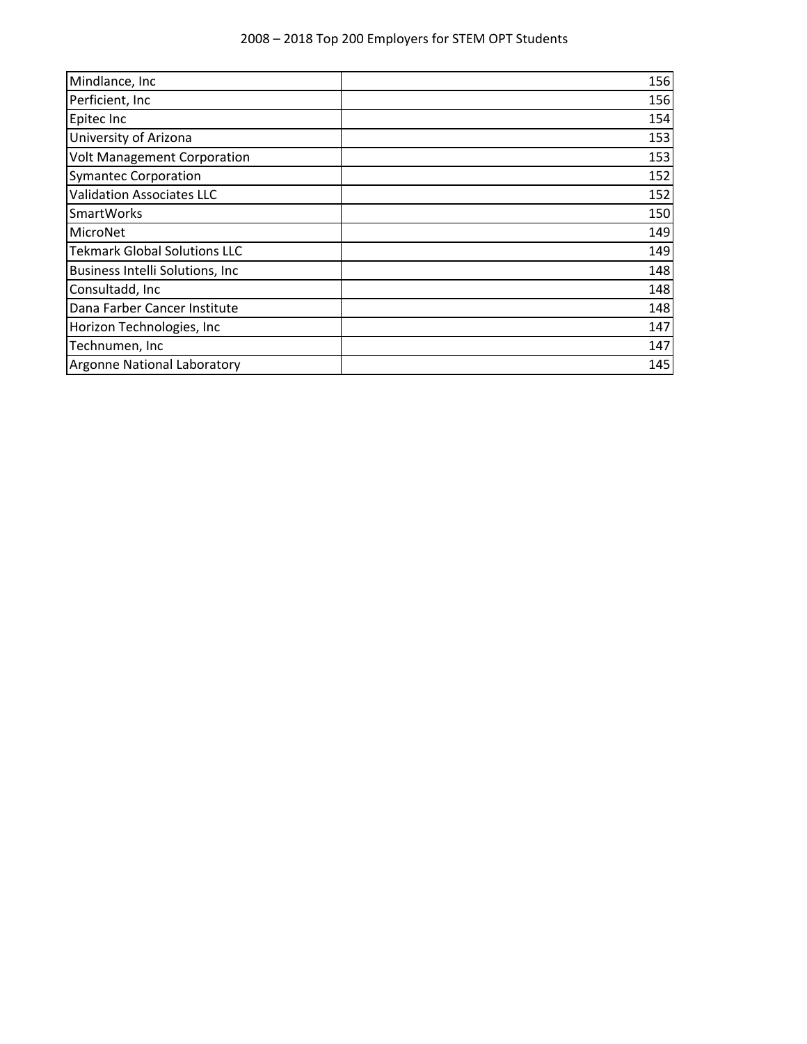| | |
|---|---|
| Mindlance, Inc | 156 |
| Perficient, Inc | 156 |
| Epitec Inc | 154 |
| University of Arizona | 153 |
| Volt Management Corporation | 153 |
| Symantec Corporation | 152 |
| Validation Associates LLC | 152 |
| SmartWorks | 150 |
| MicroNet | 149 |
| Tekmark Global Solutions LLC | 149 |
| Business Intelli Solutions, Inc | 148 |
| Consultadd, Inc | 148 |
| Dana Farber Cancer Institute | 148 |
| Horizon Technologies, Inc | 147 |
| Technumen, Inc | 147 |
| Argonne National Laboratory | 145 |